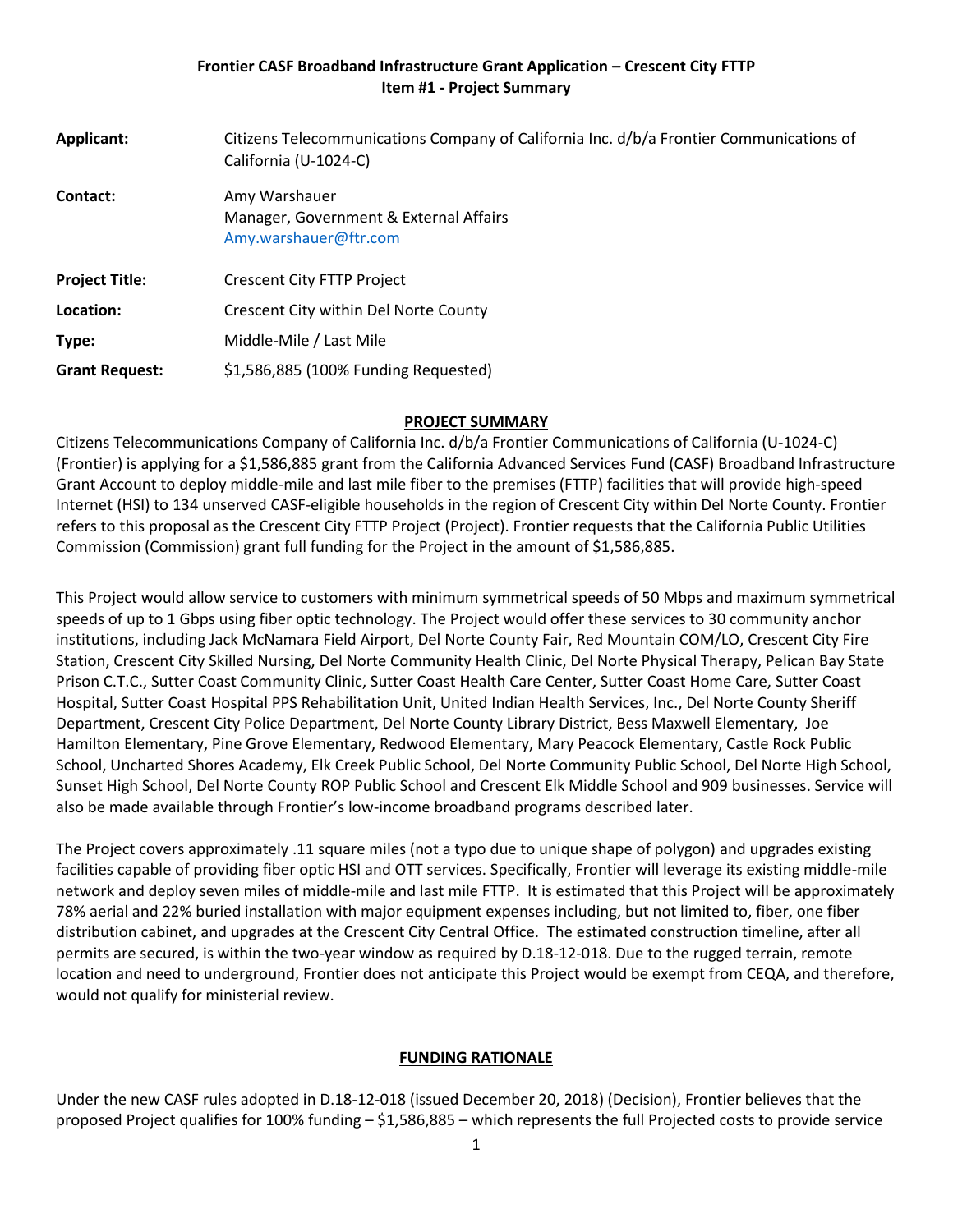**Frontier CASF Broadband Infrastructure Grant Application – Crescent City FTTP**
**Item #1 - Project Summary**

| | |
|---|---|
| **Applicant:** | Citizens Telecommunications Company of California Inc. d/b/a Frontier Communications of California (U-1024-C) |
| **Contact:** | Amy Warshauer<br>Manager, Government & External Affairs<br>Amy.warshauer@ftr.com |
| **Project Title:** | Crescent City FTTP Project |
| **Location:** | Crescent City within Del Norte County |
| **Type:** | Middle-Mile / Last Mile |
| **Grant Request:** | $1,586,885 (100% Funding Requested) |

## PROJECT SUMMARY

Citizens Telecommunications Company of California Inc. d/b/a Frontier Communications of California (U-1024-C) (Frontier) is applying for a $1,586,885 grant from the California Advanced Services Fund (CASF) Broadband Infrastructure Grant Account to deploy middle-mile and last mile fiber to the premises (FTTP) facilities that will provide high-speed Internet (HSI) to 134 unserved CASF-eligible households in the region of Crescent City within Del Norte County. Frontier refers to this proposal as the Crescent City FTTP Project (Project). Frontier requests that the California Public Utilities Commission (Commission) grant full funding for the Project in the amount of $1,586,885.

This Project would allow service to customers with minimum symmetrical speeds of 50 Mbps and maximum symmetrical speeds of up to 1 Gbps using fiber optic technology. The Project would offer these services to 30 community anchor institutions, including Jack McNamara Field Airport, Del Norte County Fair, Red Mountain COM/LO, Crescent City Fire Station, Crescent City Skilled Nursing, Del Norte Community Health Clinic, Del Norte Physical Therapy, Pelican Bay State Prison C.T.C., Sutter Coast Community Clinic, Sutter Coast Health Care Center, Sutter Coast Home Care, Sutter Coast Hospital, Sutter Coast Hospital PPS Rehabilitation Unit, United Indian Health Services, Inc., Del Norte County Sheriff Department, Crescent City Police Department, Del Norte County Library District, Bess Maxwell Elementary, Joe Hamilton Elementary, Pine Grove Elementary, Redwood Elementary, Mary Peacock Elementary, Castle Rock Public School, Uncharted Shores Academy, Elk Creek Public School, Del Norte Community Public School, Del Norte High School, Sunset High School, Del Norte County ROP Public School and Crescent Elk Middle School and 909 businesses. Service will also be made available through Frontier's low-income broadband programs described later.

The Project covers approximately .11 square miles (not a typo due to unique shape of polygon) and upgrades existing facilities capable of providing fiber optic HSI and OTT services. Specifically, Frontier will leverage its existing middle-mile network and deploy seven miles of middle-mile and last mile FTTP. It is estimated that this Project will be approximately 78% aerial and 22% buried installation with major equipment expenses including, but not limited to, fiber, one fiber distribution cabinet, and upgrades at the Crescent City Central Office. The estimated construction timeline, after all permits are secured, is within the two-year window as required by D.18-12-018. Due to the rugged terrain, remote location and need to underground, Frontier does not anticipate this Project would be exempt from CEQA, and therefore, would not qualify for ministerial review.

## FUNDING RATIONALE

Under the new CASF rules adopted in D.18-12-018 (issued December 20, 2018) (Decision), Frontier believes that the proposed Project qualifies for 100% funding – $1,586,885 – which represents the full Projected costs to provide service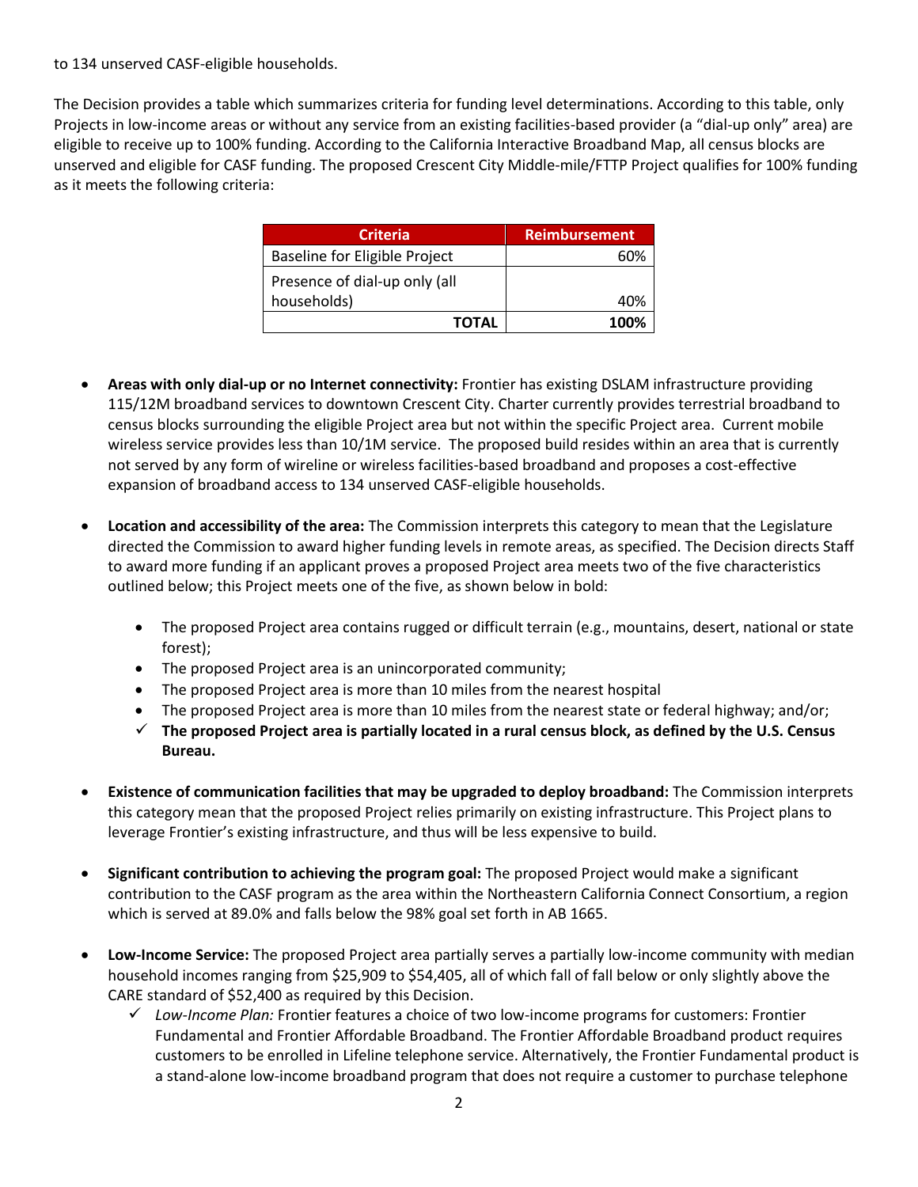to 134 unserved CASF-eligible households.

The Decision provides a table which summarizes criteria for funding level determinations. According to this table, only Projects in low-income areas or without any service from an existing facilities-based provider (a "dial-up only" area) are eligible to receive up to 100% funding. According to the California Interactive Broadband Map, all census blocks are unserved and eligible for CASF funding. The proposed Crescent City Middle-mile/FTTP Project qualifies for 100% funding as it meets the following criteria:

| Criteria | Reimbursement |
|---|---|
| Baseline for Eligible Project | 60% |
| Presence of dial-up only (all households) | 40% |
| **TOTAL** | **100%** |

- **Areas with only dial-up or no Internet connectivity:** Frontier has existing DSLAM infrastructure providing 115/12M broadband services to downtown Crescent City. Charter currently provides terrestrial broadband to census blocks surrounding the eligible Project area but not within the specific Project area. Current mobile wireless service provides less than 10/1M service. The proposed build resides within an area that is currently not served by any form of wireline or wireless facilities-based broadband and proposes a cost-effective expansion of broadband access to 134 unserved CASF-eligible households.

- **Location and accessibility of the area:** The Commission interprets this category to mean that the Legislature directed the Commission to award higher funding levels in remote areas, as specified. The Decision directs Staff to award more funding if an applicant proves a proposed Project area meets two of the five characteristics outlined below; this Project meets one of the five, as shown below in bold:
  - The proposed Project area contains rugged or difficult terrain (e.g., mountains, desert, national or state forest);
  - The proposed Project area is an unincorporated community;
  - The proposed Project area is more than 10 miles from the nearest hospital
  - The proposed Project area is more than 10 miles from the nearest state or federal highway; and/or;
  - ✓ **The proposed Project area is partially located in a rural census block, as defined by the U.S. Census Bureau.**

- **Existence of communication facilities that may be upgraded to deploy broadband:** The Commission interprets this category mean that the proposed Project relies primarily on existing infrastructure. This Project plans to leverage Frontier's existing infrastructure, and thus will be less expensive to build.

- **Significant contribution to achieving the program goal:** The proposed Project would make a significant contribution to the CASF program as the area within the Northeastern California Connect Consortium, a region which is served at 89.0% and falls below the 98% goal set forth in AB 1665.

- **Low-Income Service:** The proposed Project area partially serves a partially low-income community with median household incomes ranging from $25,909 to $54,405, all of which fall of fall below or only slightly above the CARE standard of $52,400 as required by this Decision.
  - ✓ *Low-Income Plan:* Frontier features a choice of two low-income programs for customers: Frontier Fundamental and Frontier Affordable Broadband. The Frontier Affordable Broadband product requires customers to be enrolled in Lifeline telephone service. Alternatively, the Frontier Fundamental product is a stand-alone low-income broadband program that does not require a customer to purchase telephone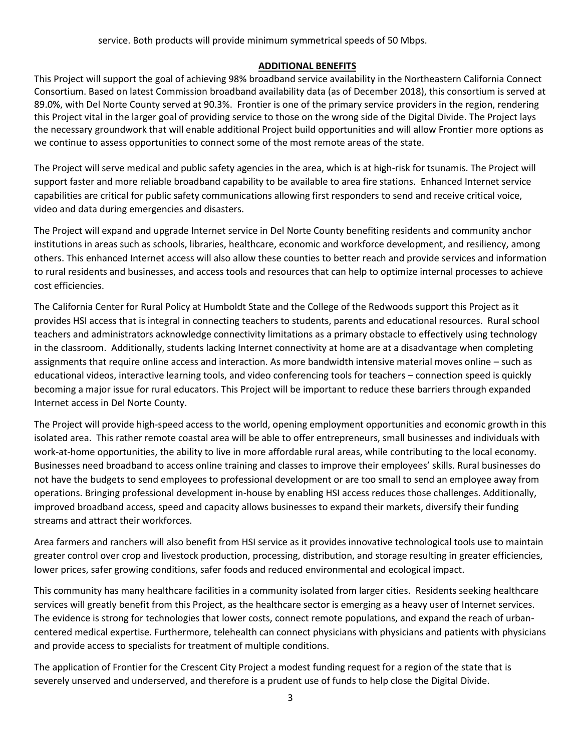service. Both products will provide minimum symmetrical speeds of 50 Mbps.

## ADDITIONAL BENEFITS

This Project will support the goal of achieving 98% broadband service availability in the Northeastern California Connect Consortium. Based on latest Commission broadband availability data (as of December 2018), this consortium is served at 89.0%, with Del Norte County served at 90.3%. Frontier is one of the primary service providers in the region, rendering this Project vital in the larger goal of providing service to those on the wrong side of the Digital Divide. The Project lays the necessary groundwork that will enable additional Project build opportunities and will allow Frontier more options as we continue to assess opportunities to connect some of the most remote areas of the state.

The Project will serve medical and public safety agencies in the area, which is at high-risk for tsunamis. The Project will support faster and more reliable broadband capability to be available to area fire stations. Enhanced Internet service capabilities are critical for public safety communications allowing first responders to send and receive critical voice, video and data during emergencies and disasters.

The Project will expand and upgrade Internet service in Del Norte County benefiting residents and community anchor institutions in areas such as schools, libraries, healthcare, economic and workforce development, and resiliency, among others. This enhanced Internet access will also allow these counties to better reach and provide services and information to rural residents and businesses, and access tools and resources that can help to optimize internal processes to achieve cost efficiencies.

The California Center for Rural Policy at Humboldt State and the College of the Redwoods support this Project as it provides HSI access that is integral in connecting teachers to students, parents and educational resources. Rural school teachers and administrators acknowledge connectivity limitations as a primary obstacle to effectively using technology in the classroom. Additionally, students lacking Internet connectivity at home are at a disadvantage when completing assignments that require online access and interaction. As more bandwidth intensive material moves online – such as educational videos, interactive learning tools, and video conferencing tools for teachers – connection speed is quickly becoming a major issue for rural educators. This Project will be important to reduce these barriers through expanded Internet access in Del Norte County.

The Project will provide high-speed access to the world, opening employment opportunities and economic growth in this isolated area. This rather remote coastal area will be able to offer entrepreneurs, small businesses and individuals with work-at-home opportunities, the ability to live in more affordable rural areas, while contributing to the local economy. Businesses need broadband to access online training and classes to improve their employees' skills. Rural businesses do not have the budgets to send employees to professional development or are too small to send an employee away from operations. Bringing professional development in-house by enabling HSI access reduces those challenges. Additionally, improved broadband access, speed and capacity allows businesses to expand their markets, diversify their funding streams and attract their workforces.

Area farmers and ranchers will also benefit from HSI service as it provides innovative technological tools use to maintain greater control over crop and livestock production, processing, distribution, and storage resulting in greater efficiencies, lower prices, safer growing conditions, safer foods and reduced environmental and ecological impact.

This community has many healthcare facilities in a community isolated from larger cities. Residents seeking healthcare services will greatly benefit from this Project, as the healthcare sector is emerging as a heavy user of Internet services. The evidence is strong for technologies that lower costs, connect remote populations, and expand the reach of urban-centered medical expertise. Furthermore, telehealth can connect physicians with physicians and patients with physicians and provide access to specialists for treatment of multiple conditions.

The application of Frontier for the Crescent City Project a modest funding request for a region of the state that is severely unserved and underserved, and therefore is a prudent use of funds to help close the Digital Divide.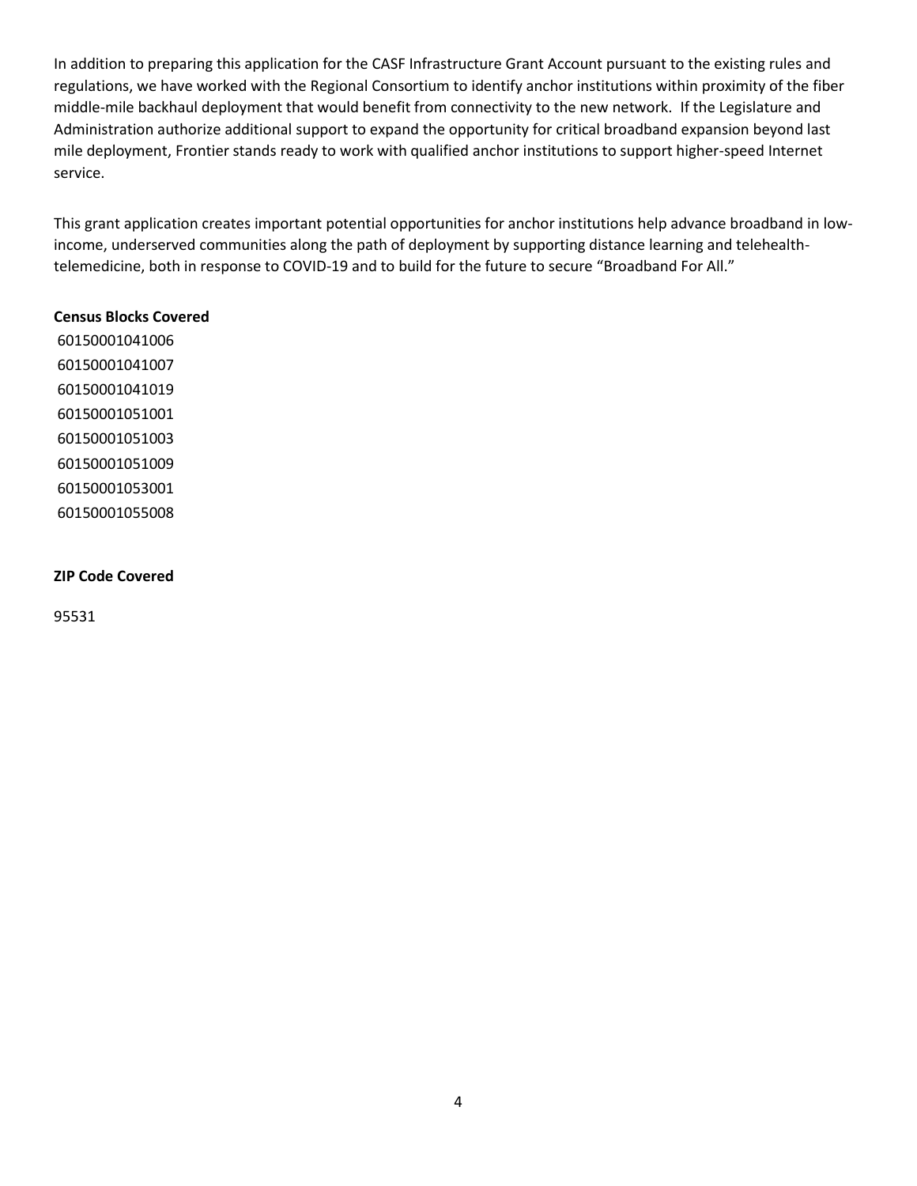In addition to preparing this application for the CASF Infrastructure Grant Account pursuant to the existing rules and regulations, we have worked with the Regional Consortium to identify anchor institutions within proximity of the fiber middle-mile backhaul deployment that would benefit from connectivity to the new network. If the Legislature and Administration authorize additional support to expand the opportunity for critical broadband expansion beyond last mile deployment, Frontier stands ready to work with qualified anchor institutions to support higher-speed Internet service.

This grant application creates important potential opportunities for anchor institutions help advance broadband in low-income, underserved communities along the path of deployment by supporting distance learning and telehealth-telemedicine, both in response to COVID-19 and to build for the future to secure "Broadband For All."

**Census Blocks Covered**

60150001041006
60150001041007
60150001041019
60150001051001
60150001051003
60150001051009
60150001053001
60150001055008

**ZIP Code Covered**

95531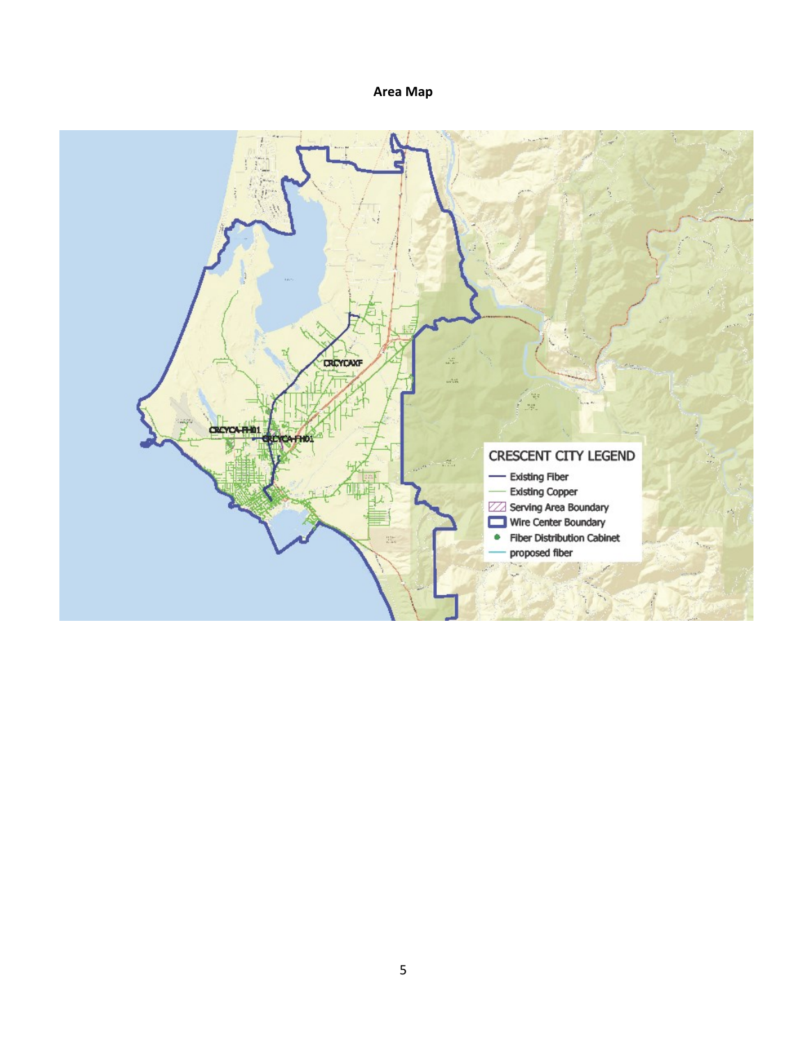**Area Map**

CRCYCAXF

CRCYCA-FH01

CRCYCA-FH01

CRESCENT CITY LEGEND

Existing Fiber

Existing Copper

Serving Area Boundary

Wire Center Boundary

Fiber Distribution Cabinet

proposed fiber